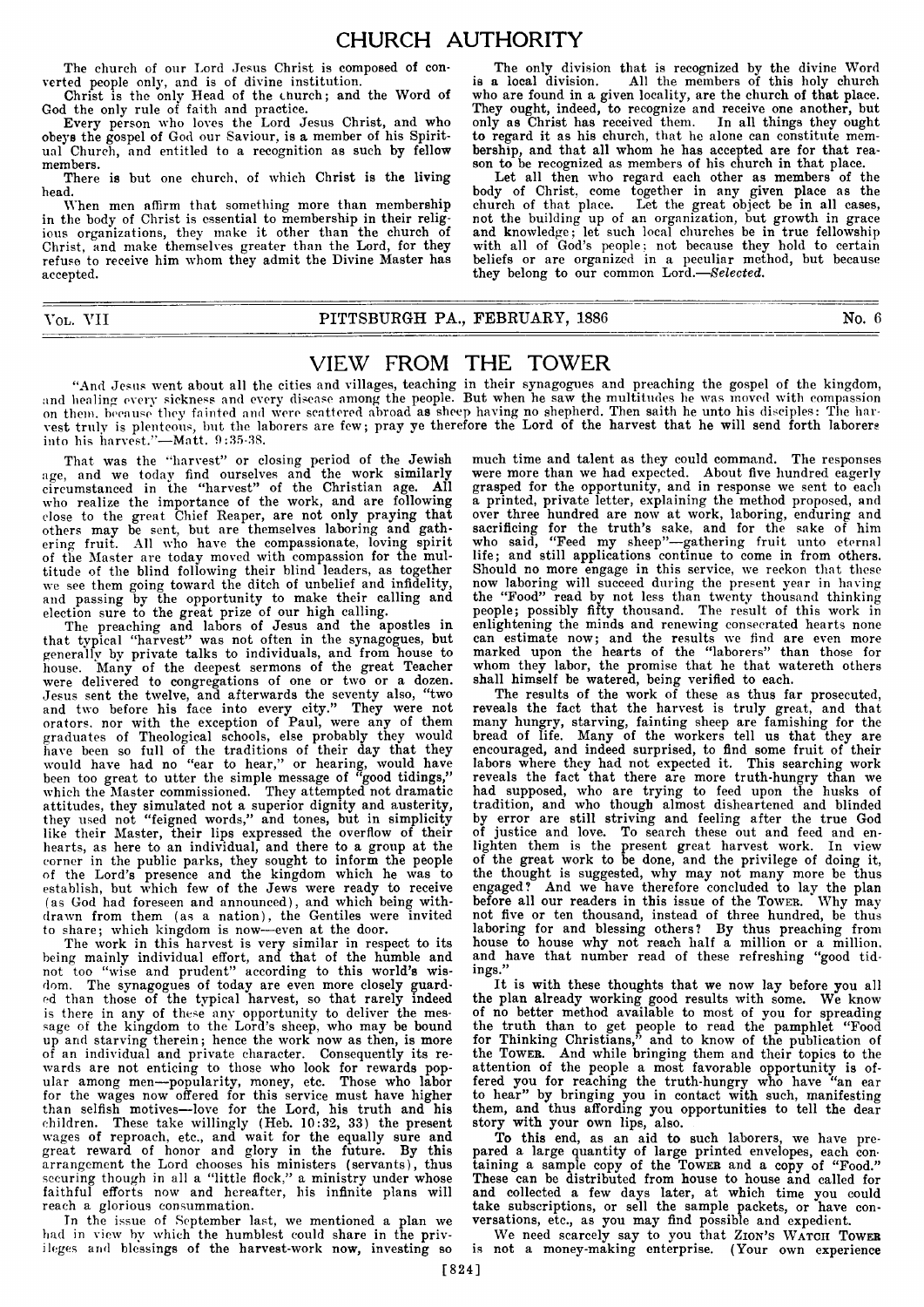# CHURCH AUTHORITY

The church of our Lord Jesus Christ is composed of converted people only, and is of divine institution.

Christ is the only Head of the church; and the Word of God the only rule of faith and practice.

Every person who loves the Lord Jesus Christ, and who obeys the gospel of God our Saviour, is a member of his Spiritual Church, and entitled to a recognition as such by fellow members.

There is but one church, of which Christ is the living head.

When men affirm that something more than membership in the body of Christ is essential to membership in their religious organizations, they make it other than the church of Christ, and make themselves greater than the Lord, for they refuse to receive him whom they admit the Divine Master has accepted.

The only division that is recognized by the divine Word is a local division. All the members of this holy church who are found in a given locality, are the church of that place. They ought, indeed, to recognize and receive one another, but only as Christ has received them. In all things they ought to regard it as his church, that he alone can constitute membership, and that all whom he has accepted are for that reason to be recognized as members of his church in that place.

Let all then who regard each other as members of the body of Christ, come together in any given place as the church of that place. Let the great object be in all cases, not the building up of an organization, but growth in grace and knowledge; let such local churches be in true fellowship with all of God's people; not because they hold to certain beliefs or are organized in a peculiar method, but because they belong to our common Lord.—*Selected.*

---

VOL. VII — PITTSBURGH PA., FEBRUARY, 1886 — No. 6

# VIEW FROM THE TOWER

"And Jesus went about all the cities and villages, teaching in their synagogues and preaching the gospel of the kingdom, and healing every sickness and every disease among the people. But when he saw the multitudes he was moved with compassion on them, because they fainted and were scattered abroad as sheep having no shepherd. Then saith he unto his disciples: The harvest truly is plenteous, but the laborers are few; pray ye therefore the Lord of the harvest that he will send forth laborers into his harvest."—Matt. 9:35-38.

That was the "harvest" or closing period of the Jewish age, and we today find ourselves and the work similarly circumstanced in the "harvest" of the Christian age. All who realize the importance of the work, and are following close to the great Chief Reaper, are not only praying that others may be sent, but are themselves laboring and gathering fruit. All who have the compassionate, loving spirit of the Master are today moved with compassion for the multitude of the blind following their blind leaders, as together we see them going toward the ditch of unbelief and infidelity, and passing by the opportunity to make their calling and election sure to the great prize of our high calling.

The preaching and labors of Jesus and the apostles in that typical "harvest" was not often in the synagogues, but generally by private talks to individuals, and from house to house. Many of the deepest sermons of the great Teacher were delivered to congregations of one or two or a dozen. Jesus sent the twelve, and afterwards the seventy also, "two and two before his face into every city." They were not orators, nor with the exception of Paul, were any of them graduates of Theological schools, else probably they would have been so full of the traditions of their day that they would have had no "ear to hear," or hearing, would have been too great to utter the simple message of "good tidings," which the Master commissioned. They attempted not dramatic attitudes, they simulated not a superior dignity and austerity, they used not "feigned words," and tones, but in simplicity like their Master, their lips expressed the overflow of their hearts, as here to an individual, and there to a group at the corner in the public parks, they sought to inform the people of the Lord's presence and the kingdom which he was to establish, but which few of the Jews were ready to receive (as God had foreseen and announced), and which being withdrawn from them (as a nation), the Gentiles were invited to share; which kingdom is now—even at the door.

The work in this harvest is very similar in respect to its being mainly individual effort, and that of the humble and not too "wise and prudent" according to this world's wisdom. The synagogues of today are even more closely guarded than those of the typical harvest, so that rarely indeed is there in any of these any opportunity to deliver the message of the kingdom to the Lord's sheep, who may be bound up and starving therein; hence the work now as then, is more of an individual and private character. Consequently its rewards are not enticing to those who look for rewards popular among men—popularity, money, etc. Those who labor for the wages now offered for this service must have higher than selfish motives—love for the Lord, his truth and his children. These take willingly (Heb. 10:32, 33) the present wages of reproach, etc., and wait for the equally sure and great reward of honor and glory in the future. By this arrangement the Lord chooses his ministers (servants), thus securing though in all a "little flock," a ministry under whose faithful efforts now and hereafter, his infinite plans will reach a glorious consummation.

In the issue of September last, we mentioned a plan we had in view by which the humblest could share in the privileges and blessings of the harvest-work now, investing so much time and talent as they could command. The responses were more than we had expected. About five hundred eagerly grasped for the opportunity, and in response we sent to each a printed, private letter, explaining the method proposed, and over three hundred are now at work, laboring, enduring and sacrificing for the truth's sake, and for the sake of him who said, "Feed my sheep"—gathering fruit unto eternal life; and still applications continue to come in from others. Should no more engage in this service, we reckon that these now laboring will succeed during the present year in having the "Food" read by not less than twenty thousand thinking people; possibly fifty thousand. The result of this work in enlightening the minds and renewing consecrated hearts none can estimate now; and the results we find are even more marked upon the hearts of the "laborers" than those for whom they labor, the promise that he that watereth others shall himself be watered, being verified to each.

The results of the work of these as thus far prosecuted, reveals the fact that the harvest is truly great, and that many hungry, starving, fainting sheep are famishing for the bread of life. Many of the workers tell us that they are encouraged, and indeed surprised, to find some fruit of their labors where they had not expected it. This searching work reveals the fact that there are more truth-hungry than we had supposed, who are trying to feed upon the husks of tradition, and who though almost disheartened and blinded by error are still striving and feeling after the true God of justice and love. To search these out and feed and enlighten them is the present great harvest work. In view of the great work to be done, and the privilege of doing it, the thought is suggested, why may not many more be thus engaged? And we have therefore concluded to lay the plan before all our readers in this issue of the TOWER. Why may not five or ten thousand, instead of three hundred, be thus laboring for and blessing others? By thus preaching from house to house why not reach half a million or a million, and have that number read of these refreshing "good tidings."

It is with these thoughts that we now lay before you all the plan already working good results with some. We know of no better method available to most of you for spreading the truth than to get people to read the pamphlet "Food for Thinking Christians," and to know of the publication of the TOWER. And while bringing them and their topics to the attention of the people a most favorable opportunity is offered you for reaching the truth-hungry who have "an ear to hear" by bringing you in contact with such, manifesting them, and thus affording you opportunities to tell the dear story with your own lips, also.

To this end, as an aid to such laborers, we have prepared a large quantity of large printed envelopes, each containing a sample copy of the TOWER and a copy of "Food." These can be distributed from house to house and called for and collected a few days later, at which time you could take subscriptions, or sell the sample packets, or have conversations, etc., as you may find possible and expedient.

We need scarcely say to you that ZION'S WATCH TOWER is not a money-making enterprise. (Your own experience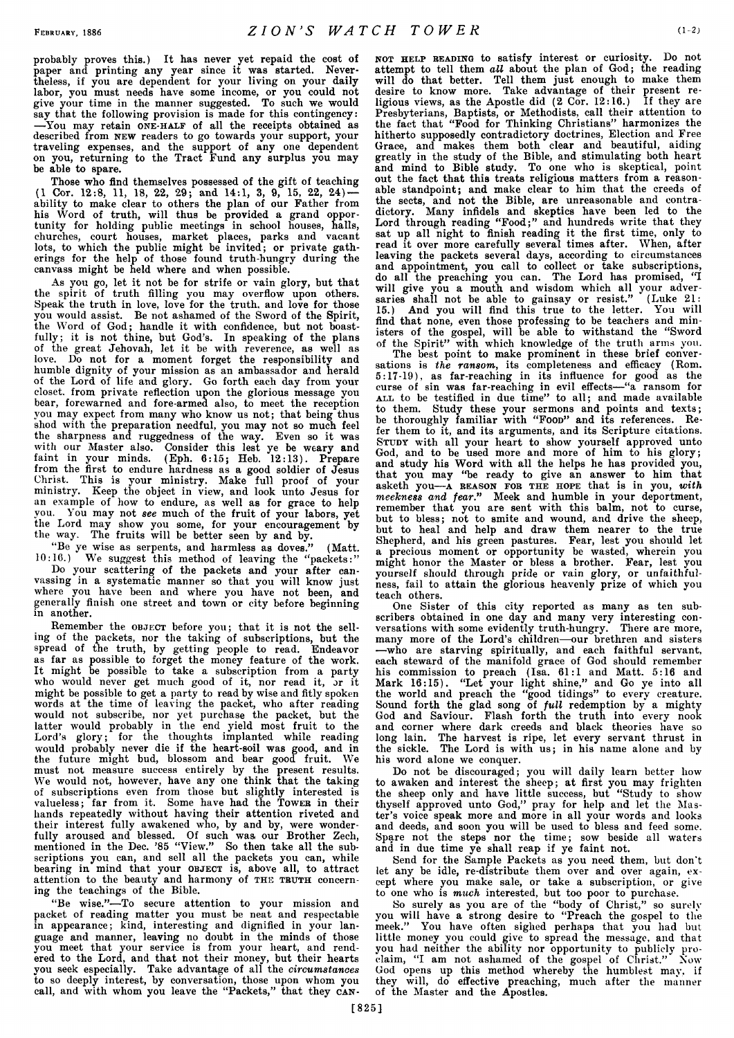probably proves this.) It has never yet repaid the cost of paper and printing any year since it was started. Nevertheless, if you are dependent for your living on your daily labor, you must needs have some income, or you could not give your time in the manner suggested. To such we would say that the following provision is made for this contingency: —You may retain ONE-HALF of all the receipts obtained as described from NEW readers to go towards your support, your traveling expenses, and the support of any one dependent on you, returning to the Tract Fund any surplus you may be able to spare.

Those who find themselves possessed of the gift of teaching (1 Cor. 12:8, 11, 18, 22, 29; and 14:1, 3, 9, 15, 22, 24)—ability to make clear to others the plan of our Father from his Word of truth, will thus be provided a grand opportunity for holding public meetings in school houses, halls, churches, court houses, market places, parks and vacant lots, to which the public might be invited; or private gatherings for the help of those found truth-hungry during the canvass might be held where and when possible.

As you go, let it not be for strife or vain glory, but that the spirit of truth filling you may overflow upon others. Speak the truth in love, love for the truth, and love for those you would assist. Be not ashamed of the Sword of the Spirit, the Word of God; handle it with confidence, but not boastfully; it is not thine, but God's. In speaking of the plans of the great Jehovah, let it be with reverence, as well as love. Do not for a moment forget the responsibility and humble dignity of your mission as an ambassador and herald of the Lord of life and glory. Go forth each day from your closet, from private reflection upon the glorious message you bear, forewarned and fore-armed also, to meet the reception you may expect from many who know us not; that being thus shod with the preparation needful, you may not so much feel the sharpness and ruggedness of the way. Even so it was with our Master also. Consider this lest ye be weary and faint in your minds. (Eph. 6:15; Heb. 12:13). Prepare from the first to endure hardness as a good soldier of Jesus Christ. This is your ministry. Make full proof of your ministry. Keep the object in view, and look unto Jesus for an example of how to endure, as well as for grace to help you. You may not *see* much of the fruit of your labors, yet the Lord may show you some, for your encouragement by the way. The fruits will be better seen by and by.

"Be ye wise as serpents, and harmless as doves." (Matt. 10:16.) We suggest this method of leaving the "packets:"

Do your scattering of the packets and your after canvassing in a systematic manner so that you will know just where you have been and where you have not been, and generally finish one street and town or city before beginning in another.

Remember the OBJECT before you; that it is not the selling of the packets, nor the taking of subscriptions, but the spread of the truth, by getting people to read. Endeavor as far as possible to forget the money feature of the work. It might be possible to take a subscription from a party who would never get much good of it, nor read it, or it might be possible to get a party to read by wise and fitly spoken words at the time of leaving the packet, who after reading would not subscribe, nor yet purchase the packet, but the latter would probably in the end yield most fruit to the Lord's glory; for the thoughts implanted while reading would probably never die if the heart-soil was good, and in the future might bud, blossom and bear good fruit. We must not measure success entirely by the present results. We would not, however, have any one think that the taking of subscriptions even from those but slightly interested is valueless; far from it. Some have had the TOWER in their hands repeatedly without having their attention riveted and their interest fully awakened who, by and by, were wonderfully aroused and blessed. Of such was our Brother Zech, mentioned in the Dec. '85 "View." So then take all the subscriptions you can, and sell all the packets you can, while bearing in mind that your OBJECT is, above all, to attract attention to the beauty and harmony of THE TRUTH concerning the teachings of the Bible.

"Be wise."—To secure attention to your mission and packet of reading matter you must be neat and respectable in appearance; kind, interesting and dignified in your language and manner, leaving no doubt in the minds of those you meet that your service is from your heart, and rendered to the Lord, and that not their money, but their hearts you seek especially. Take advantage of all the *circumstances* to so deeply interest, by conversation, those upon whom you call, and with whom you leave the "Packets," that they CANNOT HELP READING to satisfy interest or curiosity. Do not attempt to tell them *all* about the plan of God; the reading will do that better. Tell them just enough to make them desire to know more. Take advantage of their present religious views, as the Apostle did (2 Cor. 12:16.) If they are Presbyterians, Baptists, or Methodists, call their attention to the fact that "Food for Thinking Christians" harmonizes the hitherto supposedly contradictory doctrines, Election and Free Grace, and makes them both clear and beautiful, aiding greatly in the study of the Bible, and stimulating both heart and mind to Bible study. To one who is skeptical, point out the fact that this treats religious matters from a reasonable standpoint; and make clear to him that the creeds of the sects, and not the Bible, are unreasonable and contradictory. Many infidels and skeptics have been led to the Lord through reading "Food;" and hundreds write that they sat up all night to finish reading it the first time, only to read it over more carefully several times after. When, after leaving the packets several days, according to circumstances and appointment, you call to collect or take subscriptions, do all the preaching you can. The Lord has promised, "I will give you a mouth and wisdom which all your adversaries shall not be able to gainsay or resist." (Luke 21: 15.) And you will find this true to the letter. You will find that none, even those professing to be teachers and ministers of the gospel, will be able to withstand the "Sword of the Spirit" with which knowledge of the truth arms you.

The best point to make prominent in these brief conversations is *the ransom*, its completeness and efficacy (Rom. 5:17-19), as far-reaching in its influence for good as the curse of sin was far-reaching in evil effects—"a ransom for ALL to be testified in due time" to all; and made available to them. Study these your sermons and points and texts; be thoroughly familiar with "FOOD" and its references. Refer them to it, and its arguments, and its Scripture citations. STUDY with all your heart to show yourself approved unto God, and to be used more and more of him to his glory; and study his Word with all the helps he has provided you, that you may "be ready to give an answer to him that asketh you—A REASON FOR THE HOPE that is in you, *with meekness and fear.*" Meek and humble in your deportment, remember that you are sent with this balm, not to curse, but to bless; not to smite and wound, and drive the sheep, but to heal and help and draw them nearer to the true Shepherd, and his green pastures. Fear, lest you should let a precious moment or opportunity be wasted, wherein you might honor the Master or bless a brother. Fear, lest you yourself should through pride or vain glory, or unfaithfulness, fail to attain the glorious heavenly prize of which you teach others.

One Sister of this city reported as many as ten subscribers obtained in one day and many very interesting conversations with some evidently truth-hungry. There are more, many more of the Lord's children—our brethren and sisters —who are starving spiritually, and each faithful servant, each steward of the manifold grace of God should remember his commission to preach (Isa. 61:1 and Matt. 5:16 and Mark 16:15). "Let your light shine," and Go ye into all the world and preach the "good tidings" to every creature. Sound forth the glad song of *full* redemption by a mighty God and Saviour. Flash forth the truth into every nook and corner where dark creeds and black theories have so long lain. The harvest is ripe, let every servant thrust in the sickle. The Lord is with us; in his name alone and by his word alone we conquer.

Do not be discouraged; you will daily learn better how to awaken and interest the sheep; at first you may frighten the sheep only and have little success, but "Study to show thyself approved unto God," pray for help and let the Master's voice speak more and more in all your words and looks and deeds, and soon you will be used to bless and feed some. Spare not the steps nor the time; sow beside all waters and in due time ye shall reap if ye faint not.

Send for the Sample Packets as you need them, but don't let any be idle, re-distribute them over and over again, except where you make sale, or take a subscription, or give to one who is *much* interested, but too poor to purchase.

So surely as you are of the "body of Christ," so surely you will have a strong desire to "Preach the gospel to the meek." You have often sighed perhaps that you had but little money you could give to spread the message, and that you had neither the ability nor opportunity to publicly proclaim, "I am not ashamed of the gospel of Christ." Now God opens up this method whereby the humblest may, if they will, do effective preaching, much after the manner of the Master and the Apostles.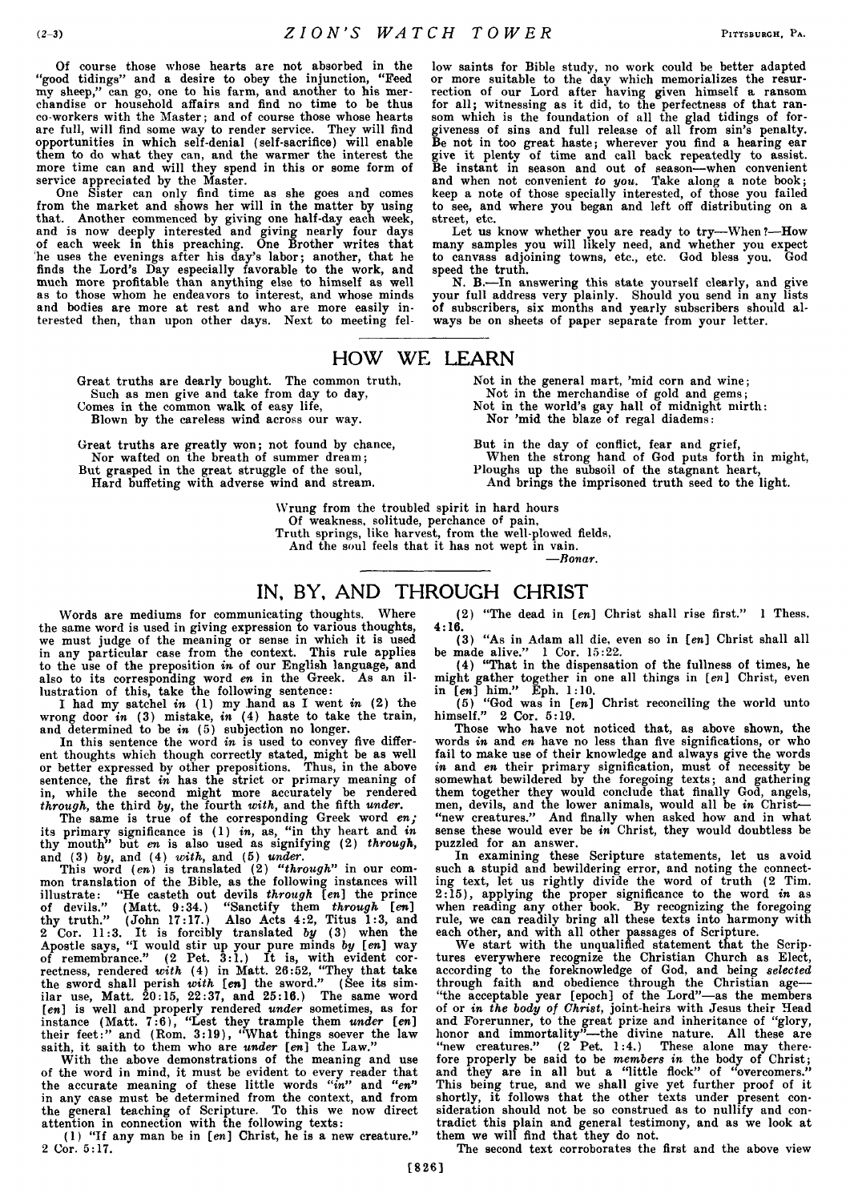Of course those whose hearts are not absorbed in the "good tidings" and a desire to obey the injunction, "Feed my sheep," can go, one to his farm, and another to his merchandise or household affairs and find no time to be thus co-workers with the Master; and of course those whose hearts are full, will find some way to render service. They will find opportunities in which self-denial (self-sacrifice) will enable them to do what they can, and the warmer the interest the more time can and will they spend in this or some form of service appreciated by the Master.

One Sister can only find time as she goes and comes from the market and shows her will in the matter by using that. Another commenced by giving one half-day each week, and is now deeply interested and giving nearly four days of each week in this preaching. One Brother writes that he uses the evenings after his day's labor; another, that he finds the Lord's Day especially favorable to the work, and much more profitable than anything else to himself as well as to those whom he endeavors to interest, and whose minds and bodies are more at rest and who are more easily interested then, than upon other days. Next to meeting fellow saints for Bible study, no work could be better adapted or more suitable to the day which memorializes the resurrection of our Lord after having given himself a ransom for all; witnessing as it did, to the perfectness of that ransom which is the foundation of all the glad tidings of forgiveness of sins and full release of all from sin's penalty. Be not in too great haste; wherever you find a hearing ear give it plenty of time and call back repeatedly to assist. Be instant in season and out of season—when convenient and when not convenient *to you*. Take along a note book; keep a note of those specially interested, of those you failed to see, and where you began and left off distributing on a street, etc.

Let us know whether you are ready to try—When?—How many samples you will likely need, and whether you expect to canvass adjoining towns, etc., etc. God bless you. God speed the truth.

N. B.—In answering this state yourself clearly, and give your full address very plainly. Should you send in any lists of subscribers, six months and yearly subscribers should always be on sheets of paper separate from your letter.

## HOW WE LEARN

Great truths are dearly bought. The common truth,
Such as men give and take from day to day,
Comes in the common walk of easy life,
Blown by the careless wind across our way.

Great truths are greatly won; not found by chance,
Nor wafted on the breath of summer dream;
But grasped in the great struggle of the soul,
Hard buffeting with adverse wind and stream.

Not in the general mart, 'mid corn and wine;
Not in the merchandise of gold and gems;
Not in the world's gay hall of midnight mirth:
Nor 'mid the blaze of regal diadems:

But in the day of conflict, fear and grief,
When the strong hand of God puts forth in might,
Ploughs up the subsoil of the stagnant heart,
And brings the imprisoned truth seed to the light.

Wrung from the troubled spirit in hard hours
Of weakness, solitude, perchance of pain,
Truth springs, like harvest, from the well-plowed fields,
And the soul feels that it has not wept in vain.

—*Bonar.*

## IN, BY, AND THROUGH CHRIST

Words are mediums for communicating thoughts. Where the same word is used in giving expression to various thoughts, we must judge of the meaning or sense in which it is used in any particular case from the context. This rule applies to the use of the preposition *in* of our English language, and also to its corresponding word *en* in the Greek. As an illustration of this, take the following sentence:

I had my satchel *in* (1) my hand as I went *in* (2) the wrong door *in* (3) mistake, *in* (4) haste to take the train, and determined to be *in* (5) subjection no longer.

In this sentence the word *in* is used to convey five different thoughts which though correctly stated, might be as well or better expressed by other prepositions. Thus, in the above sentence, the first *in* has the strict or primary meaning of in, while the second might more accurately be rendered *through*, the third *by*, the fourth *with*, and the fifth *under*.

The same is true of the corresponding Greek word *en;* its primary significance is (1) *in*, as, "in thy heart and *in* thy mouth" but *en* is also used as signifying (2) *through*, and (3) *by*, and (4) *with*, and (5) *under*.

This word (*en*) is translated (2) *"through"* in our common translation of the Bible, as the following instances will illustrate: "He casteth out devils *through* [*en*] the prince of devils." (Matt. 9:34.) "Sanctify them *through* [*en*] thy truth." (John 17:17.) Also Acts 4:2, Titus 1:3, and 2 Cor. 11:3. It is forcibly translated *by* (3) when the Apostle says, "I would stir up your pure minds *by* [*en*] way of remembrance." (2 Pet. 3:1.) It is, with evident correctness, rendered *with* (4) in Matt. 26:52, "They that take the sword shall perish *with* [*en*] the sword." (See its similar use, Matt. 20:15, 22:37, and 25:16.) The same word [*en*] is well and properly rendered *under* sometimes, as for instance (Matt. 7:6), "Lest they trample them *under* [*en*] their feet:" and (Rom. 3:19), "What things soever the law saith, it saith to them who are *under* [*en*] the Law."

With the above demonstrations of the meaning and use of the word in mind, it must be evident to every reader that the accurate meaning of these little words *"in"* and *"en"* in any case must be determined from the context, and from the general teaching of Scripture. To this we now direct attention in connection with the following texts:

(1) "If any man be in [*en*] Christ, he is a new creature." 2 Cor. 5:17.

(2) "The dead in [*en*] Christ shall rise first." 1 Thess. 4:16.

(3) "As in Adam all die, even so in [*en*] Christ shall all be made alive." 1 Cor. 15:22.

(4) "That in the dispensation of the fullness of times, he might gather together in one all things in [*en*] Christ, even in [*en*] him." Eph. 1:10.

(5) "God was in [*en*] Christ reconciling the world unto himself." 2 Cor. 5:19.

Those who have not noticed that, as above shown, the words *in* and *en* have no less than five significations, or who fail to make use of their knowledge and always give the words *in* and *en* their primary signification, must of necessity be somewhat bewildered by the foregoing texts; and gathering them together they would conclude that finally God, angels, men, devils, and the lower animals, would all be *in* Christ—"new creatures." And finally when asked how and in what sense these would ever be *in* Christ, they would doubtless be puzzled for an answer.

In examining these Scripture statements, let us avoid such a stupid and bewildering error, and noting the connecting text, let us rightly divide the word of truth (2 Tim. 2:15), applying the proper significance to the word *in* as when reading any other book. By recognizing the foregoing rule, we can readily bring all these texts into harmony with each other, and with all other passages of Scripture.

We start with the unqualified statement that the Scriptures everywhere recognize the Christian Church as Elect, according to the foreknowledge of God, and being *selected* through faith and obedience through the Christian age—"the acceptable year [epoch] of the Lord"—as the members of or *in the body of Christ*, joint-heirs with Jesus their Head and Forerunner, to the great prize and inheritance of "glory, honor and immortality"—the divine nature. All these are "new creatures." (2 Pet. 1:4.) These alone may therefore properly be said to be *members in* the body of Christ; and they are in all but a "little flock" of "overcomers." This being true, and we shall give yet further proof of it shortly, it follows that the other texts under present consideration should not be so construed as to nullify and contradict this plain and general testimony, and as we look at them we will find that they do not.

The second text corroborates the first and the above view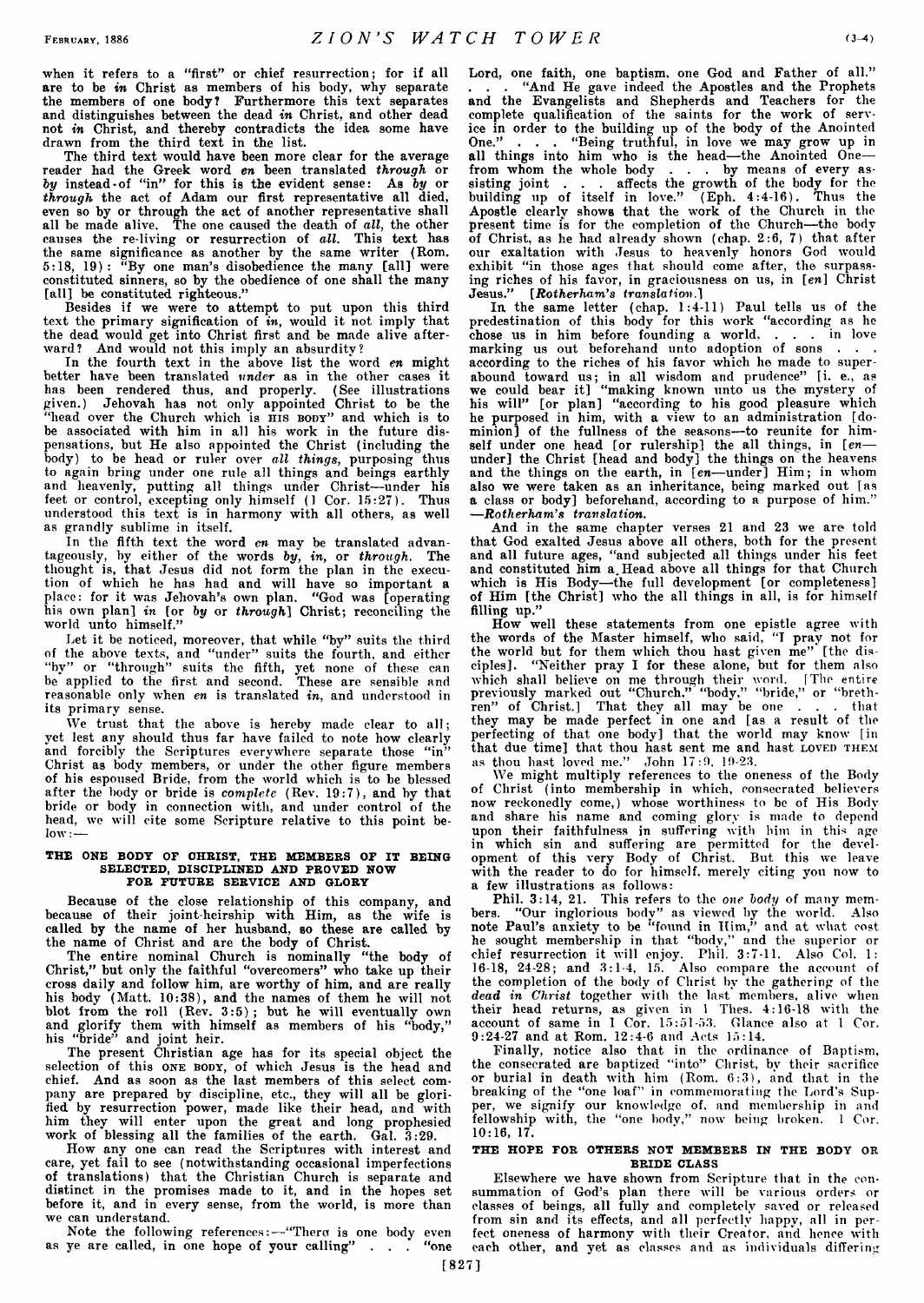when it refers to a "first" or chief resurrection; for if all are to be *in* Christ as members of his body, why separate the members of one body? Furthermore this text separates and distinguishes between the dead *in* Christ, and other dead not *in* Christ, and thereby contradicts the idea some have drawn from the third text in the list.

The third text would have been more clear for the average reader had the Greek word *en* been translated *through* or *by* instead of "in" for this is the evident sense: As *by* or *through* the act of Adam our first representative all died, even so by or through the act of another representative shall all be made alive. The one caused the death of *all*, the other causes the re-living or resurrection of *all*. This text has the same significance as another by the same writer (Rom. 5:18, 19): "By one man's disobedience the many [all] were constituted sinners, so by the obedience of one shall the many [all] be constituted righteous."

Besides if we were to attempt to put upon this third text the primary signification of *in*, would it not imply that the dead would get into Christ first and be made alive afterward? And would not this imply an absurdity?

In the fourth text in the above list the word *en* might better have been translated *under* as in the other cases it has been rendered thus, and properly. (See illustrations given.) Jehovah has not only appointed Christ to be the "head over the Church which is HIS BODY" and which is to be associated with him in all his work in the future dispensations, but He also appointed the Christ (including the body) to be head or ruler over *all things*, purposing thus to again bring under one rule all things and beings earthly and heavenly, putting all things under Christ—under his feet or control, excepting only himself (1 Cor. 15:27). Thus understood this text is in harmony with all others, as well as grandly sublime in itself.

In the fifth text the word *en* may be translated advantageously, by either of the words *by*, *in*, or *through*. The thought is, that Jesus did not form the plan in the execution of which he has had and will have so important a place: for it was Jehovah's own plan. "God was [operating his own plan] *in* [or *by* or *through*] Christ; reconciling the world unto himself."

Let it be noticed, moreover, that while "by" suits the third of the above texts, and "under" suits the fourth, and either "by" or "through" suits the fifth, yet none of these can be applied to the first and second. These are sensible and reasonable only when *en* is translated *in*, and understood in its primary sense.

We trust that the above is hereby made clear to all; yet lest any should thus far have failed to note how clearly and forcibly the Scriptures everywhere separate those "in" Christ as body members, or under the other figure members of his espoused Bride, from the world which is to be blessed after the body or bride is *complete* (Rev. 19:7), and by that bride or body in connection with, and under control of the head, we will cite some Scripture relative to this point below:—

### THE ONE BODY OF CHRIST, THE MEMBERS OF IT BEING SELECTED, DISCIPLINED AND PROVED NOW FOR FUTURE SERVICE AND GLORY

Because of the close relationship of this company, and because of their joint-heirship with Him, as the wife is called by the name of her husband, so these are called by the name of Christ and are the body of Christ.

The entire nominal Church is nominally "the body of Christ," but only the faithful "overcomers" who take up their cross daily and follow him, are worthy of him, and are really his body (Matt. 10:38), and the names of them he will not blot from the roll (Rev. 3:5); but he will eventually own and glorify them with himself as members of his "body," his "bride" and joint heir.

The present Christian age has for its special object the selection of this ONE BODY, of which Jesus is the head and chief. And as soon as the last members of this select company are prepared by discipline, etc., they will all be glorified by resurrection power, made like their head, and with him they will enter upon the great and long prophesied work of blessing all the families of the earth. Gal. 3:29.

How any one can read the Scriptures with interest and care, yet fail to see (notwithstanding occasional imperfections of translations) that the Christian Church is separate and distinct in the promises made to it, and in the hopes set before it, and in every sense, from the world, is more than we can understand.

Note the following references:—"There is one body even as ye are called, in one hope of your calling" . . . "one Lord, one faith, one baptism, one God and Father of all." . . . "And He gave indeed the Apostles and the Prophets and the Evangelists and Shepherds and Teachers for the complete qualification of the saints for the work of service in order to the building up of the body of the Anointed One." . . . "Being truthful, in love we may grow up in all things into him who is the head—the Anointed One—from whom the whole body . . . by means of every assisting joint . . . affects the growth of the body for the building up of itself in love." (Eph. 4:4-16). Thus the Apostle clearly shows that the work of the Church in the present time is for the completion of the Church—the body of Christ, as he had already shown (chap. 2:6, 7) that after our exaltation with Jesus to heavenly honors God would exhibit "in those ages that should come after, the surpassing riches of his favor, in graciousness on us, in [*en*] Christ Jesus." [*Rotherham's translation.*]

In the same letter (chap. 1:4-11) Paul tells us of the predestination of this body for this work "according as he chose us in him before founding a world. . . . in love marking us out beforehand unto adoption of sons . . . according to the riches of his favor which he made to superabound toward us; in all wisdom and prudence" [i. e., as we could bear it] "making known unto us the mystery of his will" [or plan] "according to his good pleasure which he purposed in him, with a view to an administration [dominion] of the fullness of the seasons—to reunite for himself under one head [or rulership] the all things, in [*en*—under] the Christ [head and body] the things on the heavens and the things on the earth, in [*en*—under] Him; in whom also we were taken as an inheritance, being marked out [as a class or body] beforehand, according to a purpose of him." —*Rotherham's translation.*

And in the same chapter verses 21 and 23 we are told that God exalted Jesus above all others, both for the present and all future ages, "and subjected all things under his feet and constituted him a Head above all things for that Church which is His Body—the full development [or completeness] of Him [the Christ] who the all things in all, is for himself filling up."

How well these statements from one epistle agree with the words of the Master himself, who said, "I pray not for the world but for them which thou hast given me" [the disciples]. "Neither pray I for these alone, but for them also which shall believe on me through their word. [The entire previously marked out "Church," "body," "bride," or "brethren" of Christ.] That they all may be one . . . that they may be made perfect in one and [as a result of the perfecting of that one body] that the world may know [in that due time] that thou hast sent me and hast LOVED THEM as thou hast loved me." John 17:9, 19-23.

We might multiply references to the oneness of the Body of Christ (into membership in which, consecrated believers now reckonedly come,) whose worthiness to be of His Body and share his name and coming glory is made to depend upon their faithfulness in suffering with him in this age in which sin and suffering are permitted for the development of this very Body of Christ. But this we leave with the reader to do for himself, merely citing you now to a few illustrations as follows:

Phil. 3:14, 21. This refers to the *one body* of many members. "Our inglorious body" as viewed by the world. Also note Paul's anxiety to be "found in Him," and at what cost he sought membership in that "body," and the superior or chief resurrection it will enjoy. Phil. 3:7-11. Also Col. 1:16-18, 24-28; and 3:1-4, 15. Also compare the account of the completion of the body of Christ by the gathering of the *dead in Christ* together with the last members, alive when their head returns, as given in 1 Thes. 4:16-18 with the account of same in 1 Cor. 15:51-53. Glance also at 1 Cor. 9:24-27 and at Rom. 12:4-6 and Acts 15:14.

Finally, notice also that in the ordinance of Baptism, the consecrated are baptized "into" Christ, by their sacrifice or burial in death with him (Rom. 6:3), and that in the breaking of the "one loaf" in commemorating the Lord's Supper, we signify our knowledge of, and membership in and fellowship with, the "one body," now being broken. 1 Cor. 10:16, 17.

### THE HOPE FOR OTHERS NOT MEMBERS IN THE BODY OR BRIDE CLASS

Elsewhere we have shown from Scripture that in the consummation of God's plan there will be various orders or classes of beings, all fully and completely saved or released from sin and its effects, and all perfectly happy, all in perfect oneness of harmony with their Creator, and hence with each other, and yet as classes and as individuals differing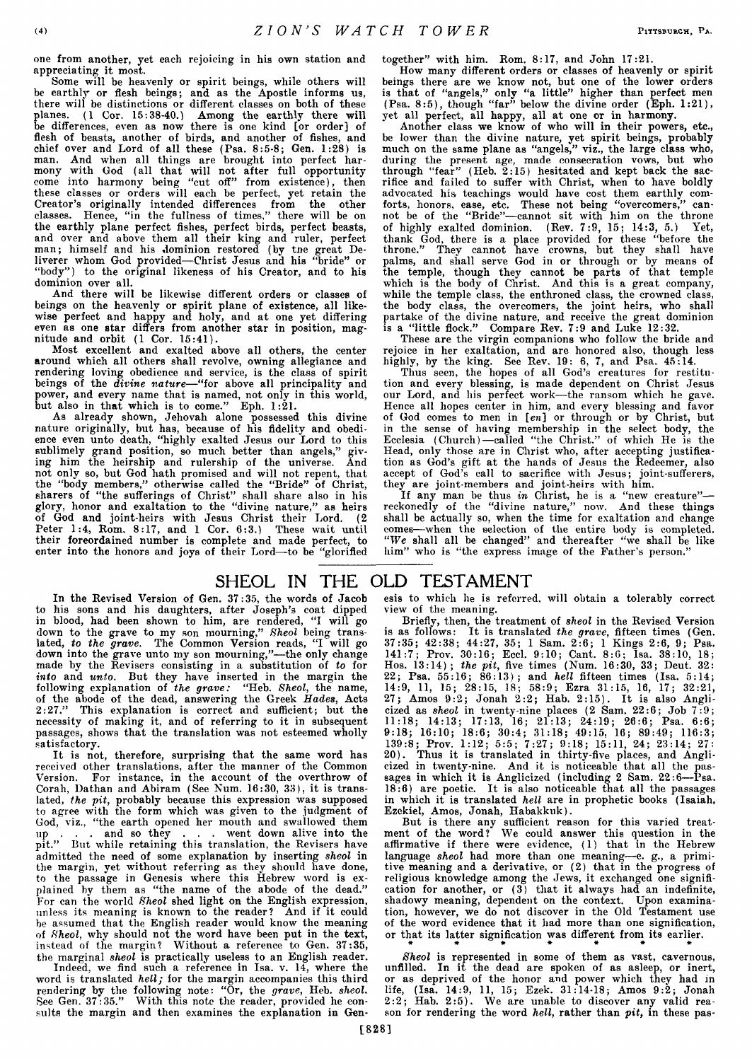one from another, yet each rejoicing in his own station and appreciating it most.

Some will be heavenly or spirit beings, while others will be earthly or flesh beings; and as the Apostle informs us, there will be distinctions or different classes on both of these planes. (1 Cor. 15:38-40.) Among the earthly there will be differences, even as now there is one kind [or order] of flesh of beasts, another of birds, and another of fishes, and chief over and Lord of all these (Psa. 8:5-8; Gen. 1:28) is man. And when all things are brought into perfect harmony with God (all that will not after full opportunity come into harmony being "cut off" from existence), then these classes or orders will each be perfect, yet retain the Creator's originally intended differences from the other classes. Hence, "in the fullness of times," there will be on the earthly plane perfect fishes, perfect birds, perfect beasts, and over and above them all their king and ruler, perfect man; himself and his dominion restored (by the great Deliverer whom God provided—Christ Jesus and his "bride" or "body") to the original likeness of his Creator, and to his dominion over all.

And there will be likewise different orders or classes of beings on the heavenly or spirit plane of existence, all likewise perfect and happy and holy, and at one yet differing even as one star differs from another star in position, magnitude and orbit (1 Cor. 15:41).

Most excellent and exalted above all others, the center around which all others shall revolve, owning allegiance and rendering loving obedience and service, is the class of spirit beings of the *divine nature*—"for above all principality and power, and every name that is named, not only in this world, but also in that which is to come." Eph. 1:21.

As already shown, Jehovah alone possessed this divine nature originally, but has, because of his fidelity and obedience even unto death, "highly exalted Jesus our Lord to this sublimely grand position, so much better than angels," giving him the heirship and rulership of the universe. And not only so, but God hath promised and will not repent, that the "body members," otherwise called the "Bride" of Christ, sharers of "the sufferings of Christ" shall share also in his glory, honor and exaltation to the "divine nature," as heirs of God and joint-heirs with Jesus Christ their Lord. (2 Peter 1:4, Rom. 8:17, and 1 Cor. 6:3.) These wait until their foreordained number is complete and made perfect, to enter into the honors and joys of their Lord—to be "glorified together" with him. Rom. 8:17, and John 17:21.

How many different orders or classes of heavenly or spirit beings there are we know not, but one of the lower orders is that of "angels," only "a little" higher than perfect men (Psa. 8:5), though "far" below the divine order (Eph. 1:21), yet all perfect, all happy, all at one or in harmony.

Another class we know of who will in their powers, etc., be lower than the divine nature, yet spirit beings, probably much on the same plane as "angels," viz., the large class who, during the present age, made consecration vows, but who through "fear" (Heb. 2:15) hesitated and kept back the sacrifice and failed to suffer with Christ, when to have boldly advocated his teachings would have cost them earthly comforts, honors, ease, etc. These not being "overcomers," cannot be of the "Bride"—cannot sit with him on the throne of highly exalted dominion. (Rev. 7:9, 15; 14:3, 5.) Yet, thank God, there is a place provided for these "before the throne." They cannot have crowns, but they shall have palms, and shall serve God in or through or by means of the temple, though they cannot be parts of that temple which is the body of Christ. And this is a great company, while the temple class, the enthroned class, the crowned class, the body class, the overcomers, the joint heirs, who shall partake of the divine nature, and receive the great dominion is a "little flock." Compare Rev. 7:9 and Luke 12:32.

These are the virgin companions who follow the bride and rejoice in her exaltation, and are honored also, though less highly, by the king. See Rev. 19: 6, 7, and Psa. 45:14.

Thus seen, the hopes of all God's creatures for restitution and every blessing, is made dependent on Christ Jesus our Lord, and his perfect work—the ransom which he gave. Hence all hopes center in him, and every blessing and favor of God comes to men in [*en*] or through or by Christ, but in the sense of having membership in the select body, the Ecclesia (Church)—called "the Christ," of which He is the Head, only those are in Christ who, after accepting justification as God's gift at the hands of Jesus the Redeemer, also accept of God's call to sacrifice with Jesus; joint-sufferers, they are joint-members and joint-heirs with him.

If any man be thus *in* Christ, he is a "new creature"—reckonedly of the "divine nature," now. And these things shall be actually so, when the time for exaltation and change comes—when the selection of the entire body is completed. "*We* shall all be changed" and thereafter "we shall be like him" who is "the express image of the Father's person."

## SHEOL IN THE OLD TESTAMENT

In the Revised Version of Gen. 37:35, the words of Jacob to his sons and his daughters, after Joseph's coat dipped in blood, had been shown to him, are rendered, "I will go down to the grave to my son mourning," *Sheol* being translated, *to the grave*. The Common Version reads, "I will go down into the grave unto my son mourning,"—the only change made by the Revisers consisting in a substitution of *to* for *into* and *unto*. But they have inserted in the margin the following explanation of *the grave:* "Heb. *Sheol*, the name, of the abode of the dead, answering the Greek *Hades*, Acts 2:27." This explanation is correct and sufficient; but the necessity of making it, and of referring to it in subsequent passages, shows that the translation was not esteemed wholly satisfactory.

It is not, therefore, surprising that the same word has received other translations, after the manner of the Common Version. For instance, in the account of the overthrow of Corah, Dathan and Abiram (See Num. 16:30, 33), it is translated, *the pit*, probably because this expression was supposed to agree with the form which was given to the judgment of God, viz., "the earth opened her mouth and swallowed them up . . . and so they . . . went down alive into the pit." But while retaining this translation, the Revisers have admitted the need of some explanation by inserting *sheol* in the margin, yet without referring as they should have done, to the passage in Genesis where this Hebrew word is explained by them as "the name of the abode of the dead." For can the world *Sheol* shed light on the English expression, unless its meaning is known to the reader? And if it could be assumed that the English reader would know the meaning of *Sheol*, why should not the word have been put in the text, instead of the margin? Without a reference to Gen. 37:35, the marginal *sheol* is practically useless to an English reader.

Indeed, we find such a reference in Isa. v. 14, where the word is translated *hell;* for the margin accompanies this third rendering by the following note: "Or, the *grave*, Heb. *sheol.* See Gen. 37:35." With this note the reader, provided he consults the margin and then examines the explanation in Genesis to which he is referred, will obtain a tolerably correct view of the meaning.

Briefly, then, the treatment of *sheol* in the Revised Version is as follows: It is translated *the grave*, fifteen times (Gen. 37:35; 42:38; 44:27, 35; 1 Sam. 2:6; 1 Kings 2:6, 9; Psa. 141:7; Prov. 30:16; Eccl. 9:10; Cant. 8:6; Isa. 38:10, 18; Hos. 13:14); *the pit*, five times (Num. 16:30, 33; Deut. 32: 22; Psa. 55:16; 86:13); and *hell* fifteen times (Isa. 5:14; 14:9, 11, 15; 28:15, 18; 58:9; Ezra 31:15, 16, 17; 32:21, 27; Amos 9:2; Jonah 2:2; Hab. 2:15). It is also Anglicized as *sheol* in twenty-nine places (2 Sam. 22:6; Job 7:9; 11:18; 14:13; 17:13, 16; 21:13; 24:19; 26:6; Psa. 6:6; 9:18; 16:10; 18:6; 30:4; 31:18; 49:15, 16; 89:49; 116:3; 139:8; Prov. 1:12; 5:5; 7:27; 9:18; 15:11, 24; 23:14; 27: 20). Thus it is translated in thirty-five places, and Anglicized in twenty-nine. And it is noticeable that all the passages in which it is Anglicized (including 2 Sam. 22:6—Psa. 18:6) are poetic. It is also noticeable that all the passages in which it is translated *hell* are in prophetic books (Isaiah, Ezekiel, Amos, Jonah, Habakkuk).

But is there any sufficient reason for this varied treatment of the word? We could answer this question in the affirmative if there were evidence, (1) that in the Hebrew language *sheol* had more than one meaning—e. g., a primitive meaning and a derivative, or (2) that in the progress of religious knowledge among the Jews, it exchanged one signification for another, or (3) that it always had an indefinite, shadowy meaning, dependent on the context. Upon examination, however, we do not discover in the Old Testament use of the word evidence that it had more than one signification, or that its latter signification was different from its earlier.

\* \* \* \* \* \* \*

*Sheol* is represented in some of them as vast, cavernous, unfilled. In it the dead are spoken of as asleep, or inert, or as deprived of the honor and power which they had in life, (Isa. 14:9, 11, 15; Ezek. 31:14-18; Amos 9:2; Jonah 2:2; Hab. 2:5). We are unable to discover any valid reason for rendering the word *hell*, rather than *pit*, in these pas-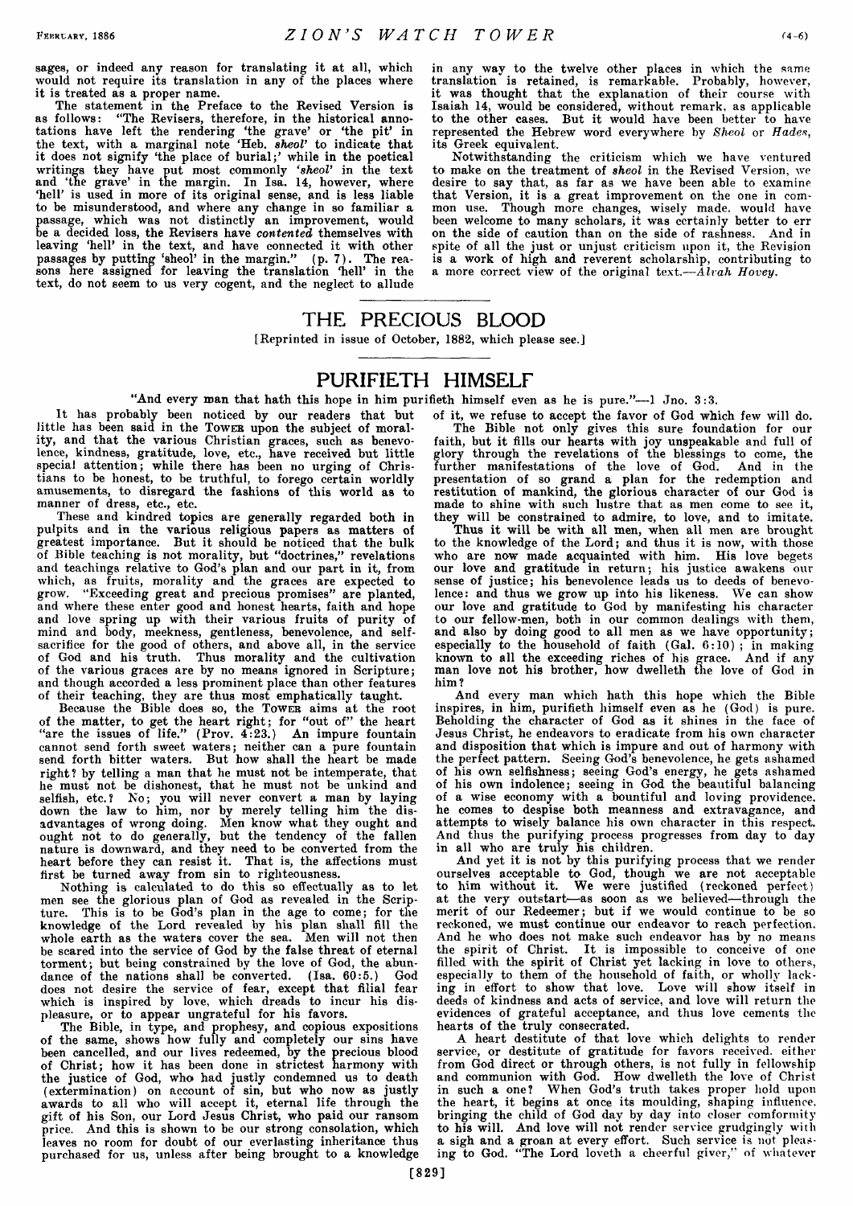sages, or indeed any reason for translating it at all, which would not require its translation in any of the places where it is treated as a proper name.

The statement in the Preface to the Revised Version is as follows: "The Revisers, therefore, in the historical annotations have left the rendering 'the grave' or 'the pit' in the text, with a marginal note 'Heb. *sheol*' to indicate that it does not signify 'the place of burial;' while in the poetical writings they have put most commonly '*sheol*' in the text and 'the grave' in the margin. In Isa. 14, however, where 'hell' is used in more of its original sense, and is less liable to be misunderstood, and where any change in so familiar a passage, which was not distinctly an improvement, would be a decided loss, the Revisers have *contented* themselves with leaving 'hell' in the text, and have connected it with other passages by putting 'sheol' in the margin." (p. 7). The reasons here assigned for leaving the translation 'hell' in the text, do not seem to us very cogent, and the neglect to allude in any way to the twelve other places in which the same translation is retained, is remarkable. Probably, however, it was thought that the explanation of their course with Isaiah 14, would be considered, without remark, as applicable to the other cases. But it would have been better to have represented the Hebrew word everywhere by *Sheol* or *Hades*, its Greek equivalent.

Notwithstanding the criticism which we have ventured to make on the treatment of *sheol* in the Revised Version, we desire to say that, as far as we have been able to examine that Version, it is a great improvement on the one in common use. Though more changes, wisely made, would have been welcome to many scholars, it was certainly better to err on the side of caution than on the side of rashness. And in spite of all the just or unjust criticism upon it, the Revision is a work of high and reverent scholarship, contributing to a more correct view of the original text.—*Alvah Hovey.*

# THE PRECIOUS BLOOD

[Reprinted in issue of October, 1882, which please see.]

# PURIFIETH HIMSELF

"And every man that hath this hope in him purifieth himself even as he is pure."—1 Jno. 3:3.

It has probably been noticed by our readers that but little has been said in the TOWER upon the subject of morality, and that the various Christian graces, such as benevolence, kindness, gratitude, love, etc., have received but little special attention; while there has been no urging of Christians to be honest, to be truthful, to forego certain worldly amusements, to disregard the fashions of this world as to manner of dress, etc., etc.

These and kindred topics are generally regarded both in pulpits and in the various religious papers as matters of greatest importance. But it should be noticed that the bulk of Bible teaching is not morality, but "doctrines," revelations and teachings relative to God's plan and our part in it, from which, as fruits, morality and the graces are expected to grow. "Exceeding great and precious promises" are planted, and where these enter good and honest hearts, faith and hope and love spring up with their various fruits of purity of mind and body, meekness, gentleness, benevolence, and self-sacrifice for the good of others, and above all, in the service of God and his truth. Thus morality and the cultivation of the various graces are by no means ignored in Scripture; and though accorded a less prominent place than other features of their teaching, they are thus most emphatically taught.

Because the Bible does so, the TOWER aims at the root of the matter, to get the heart right; for "out of" the heart "are the issues of life." (Prov. 4:23.) An impure fountain cannot send forth sweet waters; neither can a pure fountain send forth bitter waters. But how shall the heart be made right? by telling a man that he must not be intemperate, that he must not be dishonest, that he must not be unkind and selfish, etc.? No; you will never convert a man by laying down the law to him, nor by merely telling him the disadvantages of wrong doing. Men know what they ought and ought not to do generally, but the tendency of the fallen nature is downward, and they need to be converted from the heart before they can resist it. That is, the affections must first be turned away from sin to righteousness.

Nothing is calculated to do this so effectually as to let men see the glorious plan of God as revealed in the Scripture. This is to be God's plan in the age to come; for the knowledge of the Lord revealed by his plan shall fill the whole earth as the waters cover the sea. Men will not then be scared into the service of God by the false threat of eternal torment; but being constrained by the love of God, the abundance of the nations shall be converted. (Isa. 60:5.) God does not desire the service of fear, except that filial fear which is inspired by love, which dreads to incur his displeasure, or to appear ungrateful for his favors.

The Bible, in type, and prophesy, and copious expositions of the same, shows how fully and completely our sins have been cancelled, and our lives redeemed, by the precious blood of Christ; how it has been done in strictest harmony with the justice of God, who had justly condemned us to death (extermination) on account of sin, but who now as justly awards to all who will accept it, eternal life through the gift of his Son, our Lord Jesus Christ, who paid our ransom price. And this is shown to be our strong consolation, which leaves no room for doubt of our everlasting inheritance thus purchased for us, unless after being brought to a knowledge of it, we refuse to accept the favor of God which few will do.

The Bible not only gives this sure foundation for our faith, but it fills our hearts with joy unspeakable and full of glory through the revelations of the blessings to come, the further manifestations of the love of God. And in the presentation of so grand a plan for the redemption and restitution of mankind, the glorious character of our God is made to shine with such lustre that as men come to see it, they will be constrained to admire, to love, and to imitate.

Thus it will be with all men, when all men are brought to the knowledge of the Lord; and thus it is now, with those who are now made acquainted with him. His love begets our love and gratitude in return; his justice awakens our sense of justice; his benevolence leads us to deeds of benevolence: and thus we grow up into his likeness. We can show our love and gratitude to God by manifesting his character to our fellow-men, both in our common dealings with them, and also by doing good to all men as we have opportunity; especially to the household of faith (Gal. 6:10); in making known to all the exceeding riches of his grace. And if any man love not his brother, how dwelleth the love of God in him?

And every man which hath this hope which the Bible inspires, in him, purifieth himself even as he (God) is pure. Beholding the character of God as it shines in the face of Jesus Christ, he endeavors to eradicate from his own character and disposition that which is impure and out of harmony with the perfect pattern. Seeing God's benevolence, he gets ashamed of his own selfishness; seeing God's energy, he gets ashamed of his own indolence; seeing in God the beautiful balancing of a wise economy with a bountiful and loving providence, he comes to despise both meanness and extravagance, and attempts to wisely balance his own character in this respect. And thus the purifying process progresses from day to day in all who are truly his children.

And yet it is not by this purifying process that we render ourselves acceptable to God, though we are not acceptable to him without it. We were justified (reckoned perfect) at the very outstart—as soon as we believed—through the merit of our Redeemer; but if we would continue to be so reckoned, we must continue our endeavor to reach perfection. And he who does not make such endeavor has by no means the spirit of Christ. It is impossible to conceive of one filled with the spirit of Christ yet lacking in love to others, especially to them of the household of faith, or wholly lacking in effort to show that love. Love will show itself in deeds of kindness and acts of service, and love will return the evidences of grateful acceptance, and thus love cements the hearts of the truly consecrated.

A heart destitute of that love which delights to render service, or destitute of gratitude for favors received, either from God direct or through others, is not fully in fellowship and communion with God. How dwelleth the love of Christ in such a one? When God's truth takes proper hold upon the heart, it begins at once its moulding, shaping influence, bringing the child of God day by day into closer conformity to his will. And love will not render service grudgingly with a sigh and a groan at every effort. Such service is not pleasing to God. "The Lord loveth a cheerful giver," of whatever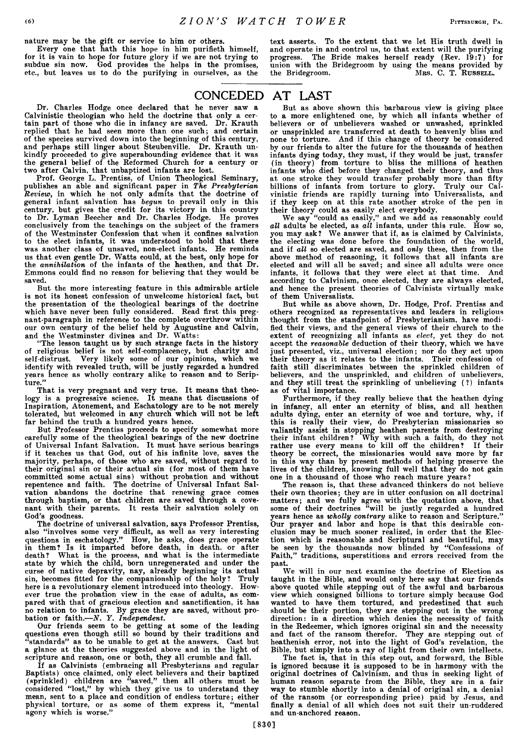nature may be the gift or service to him or others.

Every one that hath this hope in him purifieth himself, for it is vain to hope for future glory if we are not trying to subdue sin now. God provides the helps in the promises, etc., but leaves us to do the purifying in ourselves, as the text asserts. To the extent that we let His truth dwell in and operate in and control us, to that extent will the purifying progress. The Bride makes herself ready (Rev. 19:7) for union with the Bridegroom by using the means provided by the Bridegroom.

MRS. C. T. RUSSELL.

# CONCEDED AT LAST

Dr. Charles Hodge once declared that he never saw a Calvinistic theologian who held the doctrine that only a certain part of those who die in infancy are saved. Dr. Krauth replied that he had seen more than one such; and certain of the species survived down into the beginning of this century, and perhaps still linger about Steubenville. Dr. Krauth unkindly proceeded to give superabounding evidence that it was the general belief of the Reformed Church for a century or two after Calvin, that unbaptized infants are lost.

Prof. George L. Prentiss, of Union Theological Seminary, publishes an able and significant paper in *The Presbyterian Review*, in which he not only admits that the doctrine of general infant salvation has *begun* to prevail only in this century, but gives the credit for its victory in this country to Dr. Lyman Beecher and Dr. Charles Hodge. He proves conclusively from the teachings on the subject of the framers of the Westminster Confession that when it confines salvation to the elect infants, it was understood to hold that there was another class of unsaved, non-elect infants. He reminds us that even gentle Dr. Watts could, at the best, only hope for the *annihilation* of the infants of the heathen, and that Dr. Emmons could find no reason for believing that they would be saved.

But the more interesting feature in this admirable article is not its honest confession of unwelcome historical fact, but the presentation of the theological bearings of the doctrine which have never been fully considered. Read first this pregnant-paragraph in reference to the complete overthrow within our own century of the belief held by Augustine and Calvin, and the Westminster divines and Dr. Watts:

"The lesson taught us by such strange facts in the history of religious belief is not self-complacency, but charity and self-distrust. Very likely some of our opinions, which we identify with revealed truth, will be justly regarded a hundred years hence as wholly contrary alike to reason and to Scripture."

That is very pregnant and very true. It means that theology is a progressive science. It means that discussions of Inspiration, Atonement, and Eschatology are to be not merely tolerated, but welcomed in any church which will not be left far behind the truth a hundred years hence.

But Professor Prentiss proceeds to specify somewhat more carefully some of the theological bearings of the new doctrine of Universal Infant Salvation. It must have serious bearings if it teaches us that God, out of his infinite love, saves the majority, perhaps, of those who are saved, without regard to their original sin or their actual sin (for most of them have committed some actual sins) without probation and without repentence and faith. The doctrine of Universal Infant Salvation abandons the doctrine that renewing grace comes through baptism, or that children are saved through a covenant with their parents. It rests their salvation solely on God's goodness.

The doctrine of universal salvation, says Professor Prentiss, also "involves some very difficult, as well as very interesting questions in eschatology." How, he asks, does grace operate in them? Is it imparted before death, in death, or after death? What is the process, and what is the intermediate state by which the child, born unregenerated and under the curse of native depravity, nay, already beginning its actual sin, becomes fitted for the companionship of the holy? Truly here is a revolutionary element introduced into theology. However true the probation view in the case of adults, as compared with that of gracious election and sanctification, it has no relation to infants. By grace they are saved, without probation or faith.—*N. Y. Independent.*

Our friends seem to be getting at some of the leading questions even though still so bound by their traditions and "standards" as to be unable to get at the answers. Cast but a glance at the theories suggested above and in the light of scripture and reason, one or both, they all crumble and fall.

If as Calvinists (embracing all Presbyterians and regular Baptists) once claimed, only elect believers and their baptized (sprinkled) children are "saved," then all others must be considered "lost," by which they give us to understand they mean, sent to a place and condition of endless torture; either physical torture, or as some of them express it, "mental agony which is worse."

But as above shown this barbarous view is giving place to a more enlightened one, by which all infants whether of believers or of unbelievers washed or unwashed, sprinkled or unsprinkled are transferred at death to heavenly bliss and none to torture. And if this change of theory be considered by our friends to alter the future for the thousands of heathen infants dying today, they must, if they would be just, transfer (in theory) from torture to bliss the millions of heathen infants who died before they changed their theory, and thus at one stroke they would transfer probably more than fifty billions of infants from torture to glory. Truly our Calvinistic friends are rapidly turning into Universalists, and if they keep on at this rate another stroke of the pen in their theory could as easily elect everybody.

We say "could as easily," and we add as reasonably could *all* adults be elected, as *all* infants, under this rule. How so, you may ask? We answer that if, as is claimed by Calvinists, the electing was done before the foundation of the world, and if *all* so elected are saved, and *only* these, then from the above method of reasoning, it follows that all infants are elected and will all be saved; and since all adults were once infants, it follows that they were elect at that time. And according to Calvinism, once elected, they are always elected, and hence the present theories of Calvinists virtually make of them Universalists.

But while as above shown, Dr. Hodge, Prof. Prentiss and others recognized as representatives and leaders in religious thought from the standpoint of Presbyterianism, have modified their views, and the general views of their church to the extent of recognizing all infants as *elect*, yet they do not accept the *reasonable* deduction of their theory, which we have just presented, viz., universal election; nor do they act upon their theory as it relates to the infants. Their confession of faith still discriminates between the sprinkled children of believers, and the unsprinkled, and children of unbelievers, and they still treat the sprinkling of unbelieving (?) infants as of vital importance.

Furthermore, if they really believe that the heathen dying in infancy, all enter an eternity of bliss, and all heathen adults dying, enter an eternity of woe and torture, why, if this is really their view, do Presbyterian missionaries so valiantly assist in stopping heathen parents from destroying their infant children? Why with such a faith, do they not rather use every means to kill off the children? If their theory be correct, the missionaries would save more by far in this way than by present methods of helping preserve the lives of the children, knowing full well that they do not gain one in a thousand of those who reach mature years?

The reason is, that these advanced thinkers do not believe their own theories; they are in utter confusion on all doctrinal matters; and we fully agree with the quotation above, that some of their doctrines "will be justly regarded a hundred years hence as *wholly contrary* alike to reason and Scripture." Our prayer and labor and hope is that this desirable conclusion may be much sooner realized, in order that the Election which is reasonable and Scriptural and beautiful, may be seen by the thousands now blinded by "Confessions of Faith," traditions, superstitions and errors received from the past.

We will in our next examine the doctrine of Election as taught in the Bible, and would only here say that our friends above quoted while stepping out of the awful and barbarous view which consigned billions to torture simply because God wanted to have them tortured, and predestined that such should be their portion, they are stepping out in the wrong direction: in a direction which denies the necessity of faith in the Redeemer, which ignores original sin and the necessity and fact of the ransom therefor. They are stepping out of heathenish error, not into the light of God's revelation, the Bible, but simply into a ray of light from their own intellects.

The fact is, that in this step out, and forward, the Bible is ignored because it is supposed to be in harmony with the original doctrines of Calvinism, and thus in seeking light of human reason separate from the Bible, they are in a fair way to stumble shortly into a denial of original sin, a denial of the ransom (or corresponding price) paid by Jesus, and finally a denial of all which does not suit their un-ruddered and un-anchored reason.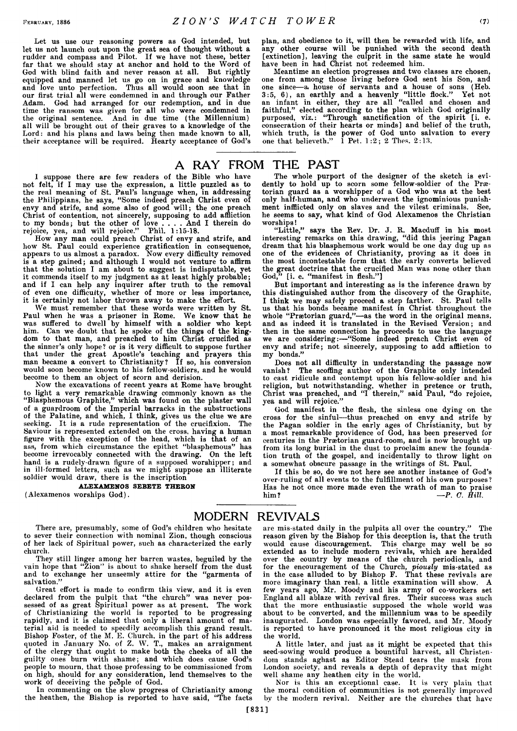Let us use our reasoning powers as God intended, but let us not launch out upon the great sea of thought without a rudder and compass and Pilot. If we have not these, better far that we should stay at anchor and hold to the Word of God with blind faith and never reason at all. But rightly equipped and manned let us go on in grace and knowledge and love unto perfection. Thus all would soon see that in our first trial all were condemned in and through our Father Adam. God had arranged for our redemption, and in due time the ransom was given for all who were condemned in the original sentence. And in due time (the Millennium) all will be brought out of their graves to a knowledge of the Lord: and his plans and laws being then made known to all, their acceptance will be required. Hearty acceptance of God's plan, and obedience to it, will then be rewarded with life, and any other course will be punished with the second death [extinction], leaving the culprit in the same state he would have been in had Christ not redeemed him.

Meantime an election progresses and two classes are chosen, one from among those living before God sent his Son, and one since—a house of servants and a house of sons (Heb. 3:5, 6), an earthly and a heavenly "little flock." Yet not an infant in either, they are all "called and chosen and faithful," elected according to the plan which God originally purposed, viz.: "Through sanctification of the spirit [i. e. consecration of their hearts or minds] and belief of the truth, which truth, is the power of God unto salvation to every one that believeth." 1 Pet. 1:2; 2 Thes. 2:13.

## A RAY FROM THE PAST

I suppose there are few readers of the Bible who have not felt, if I may use the expression, a little puzzled as to the real meaning of St. Paul's language when, in addressing the Philippians, he says, "Some indeed preach Christ even of envy and strife, and some also of good will; the one preach Christ of contention, not sincerely, supposing to add affliction to my bonds; but the other of love . . . . And I therein do rejoice, yea, and will rejoice." Phil. 1:15-18.

How any man could preach Christ of envy and strife, and how St. Paul could experience gratification in consequence, appears to us almost a paradox. Now every difficulty removed is a step gained; and although I would not venture to affirm that the solution I am about to suggest is indisputable, yet it commends itself to my judgment as at least highly probable; and if I can help any inquirer after truth to the removal of even one difficulty, whether of more or less importance, it is certainly not labor thrown away to make the effort.

We must remember that these words were written by St. Paul when he was a prisoner in Rome. We know that he was suffered to dwell by himself with a soldier who kept him. Can we doubt that he spoke of the things of the kingdom to that man, and preached to him Christ crucified as the sinner's only hope? or is it very difficult to suppose further that under the great Apostle's teaching and prayers this man became a convert to Christianity? If so, his conversion would soon become known to his fellow-soldiers, and he would become to them an object of scorn and derision.

Now the excavations of recent years at Rome have brought to light a very remarkable drawing commonly known as the "Blasphemous Graphite," which was found on the plaster wall of a guardroom of the Imperial barracks in the substructions of the Palatine, and which, I think, gives us the clue we are seeking. It is a rude representation of the crucifixion. The Saviour is represented extended on the cross, having a human figure with the exception of the head, which is that of an ass, from which circumstance the epithet "blasphemous" has become irrevocably connected with the drawing. On the left hand is a rudely-drawn figure of a supposed worshipper; and in ill-formed letters, such as we might suppose an illiterate soldier would draw, there is the inscription

**ALEXAMENOS SEBETE THERON**

(Alexamenos worships God).

The whole purport of the designer of the sketch is evidently to hold up to scorn some fellow-soldier of the Prætorian guard as a worshipper of a God who was at the best only half-human, and who underwent the ignominious punishment inflicted only on slaves and the vilest criminals. See, he seems to say, what kind of God Alexamenos the Christian worships!

"Little," says the Rev. Dr. J. R. Macduff in his most interesting remarks on this drawing, "did this jeering Pagan dream that his blasphemous work would be one day dug up as one of the evidences of Christianity, proving as it does in the most incontestable form that the early converts believed the great doctrine that the crucified Man was none other than God," [i. e. "manifest in flesh."]

But important and interesting as is the inference drawn by this distinguished author from the discovery of the Graphite, I think we may safely proceed a step farther. St. Paul tells us that his bonds became manifest in Christ throughout the whole "Prætorian guard,"—as the word in the original means, and as indeed it is translated in the Revised Version; and then in the same connection he proceeds to use the language we are considering:—"Some indeed preach Christ even of envy and strife; not sincerely, supposing to add affliction to my bonds."

Does not all difficulty in understanding the passage now vanish? The scoffing author of the Graphite only intended to cast ridicule and contempt upon his fellow-soldier and his religion, but notwithstanding, whether in pretence or truth, Christ was preached, and "I therein," said Paul, "do rejoice, yea and will rejoice."

God manifest in the flesh, the sinless one dying on the cross for the sinful—thus preached on envy and strife by the Pagan soldier in the early ages of Christianity, but by a most remarkable providence of God, has been preserved for centuries in the Prætorian guard-room, and is now brought up from its long burial in the dust to proclaim anew the foundation truth of the gospel, and incidentally to throw light on a somewhat obscure passage in the writings of St. Paul.

If this be so, do we not here see another instance of God's over-ruling of all events to the fulfillment of his own purposes? Has he not once more made even the wrath of man to praise him?

—*P. C. Hill.*

## MODERN REVIVALS

There are, presumably, some of God's children who hesitate to sever their connection with nominal Zion, though conscious of her lack of Spiritual power, such as characterized the early church.

They still linger among her barren wastes, beguiled by the vain hope that "Zion" is about to shake herself from the dust and to exchange her unseemly attire for the "garments of salvation."

Great effort is made to confirm this view, and it is even declared from the pulpit that "the church" was never possessed of as great Spiritual power as at present. The work of Christianizing the world is reported to be progressing rapidly, and it is claimed that only a liberal amount of material aid is needed to speedily accomplish this grand result. Bishop Foster, of the M. E. Church, in the part of his address quoted in January No. of Z. W. T., makes an arraignment of the clergy that ought to make both the cheeks of all the guilty ones burn with shame; and which does cause God's people to mourn, that those professing to be commissioned from on high, should for any consideration, lend themselves to the work of deceiving the people of God.

In commenting on the slow progress of Christianity among the heathen, the Bishop is reported to have said, "The facts are mis-stated daily in the pulpits all over the country." The reason given by the Bishop for this deception is, that the truth would cause discouragement. This charge may well be so extended as to include modern revivals, which are heralded over the country by means of the church periodicals, and for the encouragement of the Church, *piously* mis-stated as in the case alluded to by Bishop F. That these revivals are more imaginary than real, a little examination will show. A few years ago, Mr. Moody and his army of co-workers set England all ablaze with revival fires. Their success was such that the more enthusiastic supposed the whole world was about to be converted, and the millennium was to be speedily inaugurated. London was especially favored, and Mr. Moody is reported to have pronounced it the most religious city in the world.

A little later, and just as it might be expected that this seed-sowing would produce a bountiful harvest, all Christendom stands aghast as Editor Stead tears the mask from London society, and reveals a depth of depravity that might well shame any heathen city in the world.

Nor is this an exceptional case. It is very plain that the moral condition of communities is not generally improved by the modern revival. Neither are the churches that have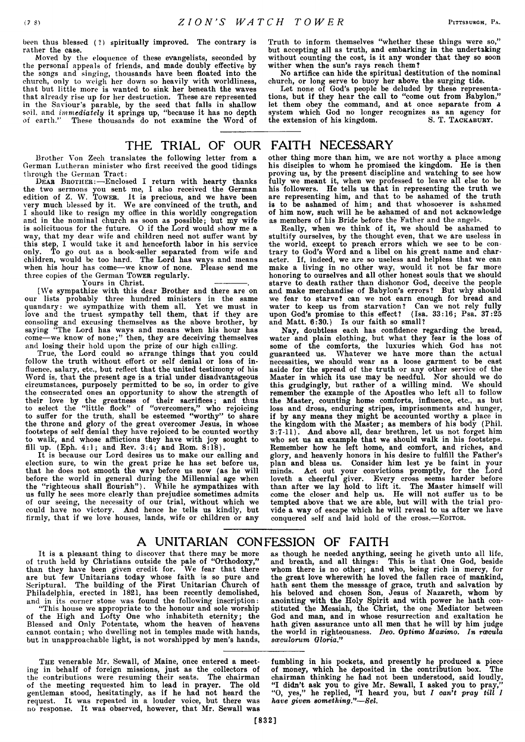been thus blessed (?) spiritually improved. The contrary is rather the case.

Moved by the eloquence of these evangelists, seconded by the personal appeals of friends, and made doubly effective by the songs and singing, thousands have been floated into the church, only to weigh her down so heavily with worldliness, that but little more is wanted to sink her beneath the waves that already rise up for her destruction. These are represented in the Saviour's parable, by the seed that falls in shallow soil, and *immediately* it springs up, "because it has no depth of earth." These thousands do not examine the Word of Truth to inform themselves "whether these things were so," but accepting all as truth, and embarking in the undertaking without counting the cost, is it any wonder that they so soon wither when the sun's rays reach them?

No artifice can hide the spiritual destitution of the nominal church, or long serve to buoy her above the surging tide.

Let none of God's people be deluded by these representations, but if they hear the call to "come out from Babylon," let them obey the command, and at once separate from a system which God no longer recognizes as an agency for the extension of his kingdom. S. T. TACKABURY.

## THE TRIAL OF OUR FAITH NECESSARY

Brother Von Zech translates the following letter from a German Lutheran minister who first received the good tidings through the German Tract:

DEAR BROTHER:—Enclosed I return with hearty thanks the two sermons you sent me, I also received the German edition of Z. W. TOWER. It is precious, and we have been very much blessed by it. We are convinced of the truth, and I should like to resign my office in this worldly congregation and in the nominal church as soon as possible; but my wife is solicituous for the future. O if the Lord would show me a way, that my dear wife and children need not suffer want by this step, I would take it and henceforth labor in his service only. To go out as a book-seller separated from wife and children, would be too hard. The Lord has ways and means when his hour has come—we know of none. Please send me three copies of the German TOWER regularly.

Yours in Christ. ———.

[We sympathize with this dear Brother and there are on our lists probably three hundred ministers in the same quandary: we sympathize with them all. Yet we must in love and the truest sympathy tell them, that if they are consoling and excusing themselves as the above brother, by saying "The Lord has ways and means when his hour has come—we know of none;" then, they are deceiving themselves and losing their hold upon the prize of our high calling.

True, the Lord could so arrange things that you could follow the truth without effort or self denial or loss of influence, salary, etc., but reflect that the united testimony of his Word is, that the present age is a trial under disadvantageous circumstances, purposely permitted to be so, in order to give the consecrated ones an opportunity to show the strength of their love by the greatness of their sacrifices; and thus to select the "little flock" of "overcomers," who rejoicing to suffer for the truth, shall be esteemed "worthy" to share the throne and glory of the great overcomer Jesus, in whose footsteps of self denial they have rejoiced to be counted worthy to walk, and whose afflictions they have with joy sought to fill up. (Eph. 4:1; and Rev. 3:4; and Rom. 8:18).

It is because our Lord desires us to make our calling and election sure, to win the great prize he has set before us, that he does not smooth the way before us now (as he will before the world in general during the Millennial age when the "righteous shall flourish"). While he sympathizes with us fully he sees more clearly than prejudice sometimes admits of our seeing, the necessity of our trial, without which we could have no victory. And hence he tells us kindly, but firmly, that if we love houses, lands, wife or children or any other thing more than him, we are not worthy a place among his disciples to whom he promised the kingdom. He is then proving us, by the present discipline and watching to see how fully we meant it, when we professed to leave all else to be his followers. He tells us that in representing the truth we are representing him, and that to be ashamed of the truth is to be ashamed of him; and that whosoever is ashamed of him now, such will he be ashamed of and not acknowledge as members of his Bride before the Father and the angels.

Really, when we think of it, we should be ashamed to stultify ourselves, by the thought even, that we are useless in the world, except to preach errors which we see to be contrary to God's Word and a libel on his great name and character. If, indeed, we are so useless and helpless that we can make a living in no other way, would it not be far more honoring to ourselves and all other honest souls that we should starve to death rather than dishonor God, deceive the people and make merchandise of Babylon's errors? But why should we fear to starve? can we not earn enough for bread and water to keep us from starvation? Can we not rely fully upon God's promise to this effect? (Isa. 33:16; Psa. 37:25 and Matt. 6:30.) Is our faith so small?

Nay, doubtless each has confidence regarding the bread, water and plain clothing, but what they fear is the loss of some of the comforts, the luxuries which God has not guaranteed us. Whatever we have more than the actual necessities, we should wear as a loose garment to be cast aside for the spread of the truth or any other service of the Master in which its use may be needful. Nor should we do this grudgingly, but rather of a willing mind. We should remember the example of the Apostles who left all to follow the Master, counting home comforts, influence, etc., as but loss and dross, enduring stripes, imprisonments and hunger, if by any means they might be accounted worthy a place in the kingdom with the Master; as members of his body (Phil. 3:7-11). And above all, dear brethren, let us not forget him who set us an example that we should walk in his footsteps. Remember how he left home, and comfort, and riches, and glory, and heavenly honors in his desire to fulfill the Father's plan and bless us. Consider him lest ye be faint in your minds. Act out your convictions promptly, for the Lord loveth a cheerful giver. Every cross seems harder before than after we lay hold to lift it. The Master himself will come the closer and help us. He will not suffer us to be tempted above that we are able, but will with the trial provide a way of escape which he will reveal to us after we have conquered self and laid hold of the cross.—EDITOR.

## A UNITARIAN CONFESSION OF FAITH

It is a pleasant thing to discover that there may be more of truth held by Christians outside the pale of "Orthodoxy," than they have been given credit for. We fear that there are but few Unitarians today whose faith is so pure and Scriptural. The building of the First Unitarian Church of Philadelphia, erected in 1821, has been recently demolished, and in its corner stone was found the following inscription:

"This house we appropriate to the honour and sole worship of the High and Lofty One who inhabiteth eternity; the Blessed and Only Potentate, whom the heaven of heavens cannot contain; who dwelling not in temples made with hands, but in unapproachable light, is not worshipped by men's hands, as though he needed anything, seeing he giveth unto all life, and breath, and all things: This is that One God, beside whom there is no other; and who, being rich in mercy, for the great love wherewith he loved the fallen race of mankind, hath sent them the message of grace, truth and salvation by his beloved and chosen Son, Jesus of Nazareth, whom by anointing with the Holy Spirit and with power he hath constituted the Messiah, the Christ, the one Mediator between God and man, and in whose resurrection and exaltation he hath given assurance unto all men that he will by him judge the world in righteousness. *Deo. Optimo Maximo. In rœcula sœculorum Gloria.*"

---

THE venerable Mr. Sewall, of Maine, once entered a meeting in behalf of foreign missions, just as the collectors of the contributions were resuming their seats. The chairman of the meeting requested him to lead in prayer. The old gentleman stood, hesitatingly, as if he had not heard the request. It was repeated in a louder voice, but there was no response. It was observed, however, that Mr. Sewall was fumbling in his pockets, and presently he produced a piece of money, which he deposited in the contribution box. The chairman thinking he had not been understood, said loudly, "I didn't ask you to give Mr. Sewall, I asked you to pray," "O, yes," he replied, "I heard you, but *I can't pray till I have given something.*"—*Sel.*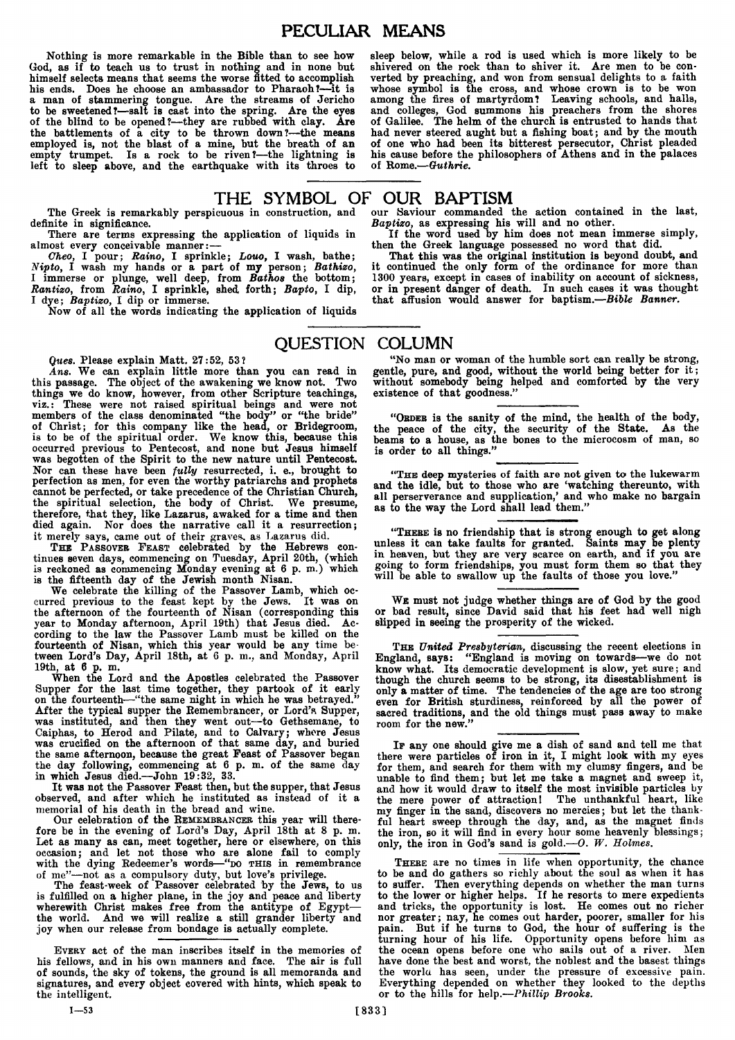# PECULIAR MEANS

Nothing is more remarkable in the Bible than to see how God, as if to teach us to trust in nothing and in none but himself selects means that seems the worse fitted to accomplish his ends. Does he choose an ambassador to Pharaoh?—it is a man of stammering tongue. Are the streams of Jericho to be sweetened?—salt is cast into the spring. Are the eyes of the blind to be opened?—they are rubbed with clay. Are the battlements of a city to be thrown down?—the means employed is, not the blast of a mine, but the breath of an empty trumpet. Is a rock to be riven?—the lightning is left to sleep above, and the earthquake with its throes to sleep below, while a rod is used which is more likely to be shivered on the rock than to shiver it. Are men to be converted by preaching, and won from sensual delights to a faith whose symbol is the cross, and whose crown is to be won among the fires of martyrdom? Leaving schools, and halls, and colleges, God summons his preachers from the shores of Galilee. The helm of the church is entrusted to hands that had never steered aught but a fishing boat; and by the mouth of one who had been its bitterest persecutor, Christ pleaded his cause before the philosophers of Athens and in the palaces of Rome.—*Guthrie.*

# THE SYMBOL OF OUR BAPTISM

The Greek is remarkably perspicuous in construction, and definite in significance.

There are terms expressing the application of liquids in almost every conceivable manner:—

*Cheo,* I pour; *Raino,* I sprinkle; *Louo,* I wash, bathe; *Nipto,* I wash my hands or a part of my person; *Bathizo,* I immerse or plunge, well deep, from *Bathos* the bottom; *Rantizo,* from *Raino,* I sprinkle, shed forth; *Bapto,* I dip, I dye; *Baptizo,* I dip or immerse.

Now of all the words indicating the application of liquids our Saviour commanded the action contained in the last, *Baptizo,* as expressing his will and no other.

If the word used by him does not mean immerse simply, then the Greek language possessed no word that did.

That this was the original institution is beyond doubt, and it continued the only form of the ordinance for more than 1300 years, except in cases of inability on account of sickness, or in present danger of death. In such cases it was thought that affusion would answer for baptism.—*Bible Banner.*

# QUESTION COLUMN

*Ques.* Please explain Matt. 27:52, 53?

*Ans.* We can explain little more than you can read in this passage. The object of the awakening we know not. Two things we do know, however, from other Scripture teachings, viz.: These were not raised spiritual beings and were not members of the class denominated "the body" or "the bride" of Christ; for this company like the head, or Bridegroom, is to be of the spiritual order. We know this, because this occurred previous to Pentecost, and none but Jesus himself was begotten of the Spirit to the new nature until Pentecost. Nor can these have been *fully* resurrected, i. e., brought to perfection as men, for even the worthy patriarchs and prophets cannot be perfected, or take precedence of the Christian Church, the spiritual selection, the body of Christ. We presume, therefore, that they, like Lazarus, awaked for a time and then died again. Nor does the narrative call it a resurrection; it merely says, came out of their graves, as Lazarus did.

THE PASSOVER FEAST celebrated by the Hebrews continues seven days, commencing on Tuesday, April 20th, (which is reckoned as commencing Monday evening at 6 p. m.) which is the fifteenth day of the Jewish month Nisan.

We celebrate the killing of the Passover Lamb, which occurred previous to the feast kept by the Jews. It was on the afternoon of the fourteenth of Nisan (corresponding this year to Monday afternoon, April 19th) that Jesus died. According to the law the Passover Lamb must be killed on the fourteenth of Nisan, which this year would be any time between Lord's Day, April 18th, at 6 p. m., and Monday, April 19th, at 6 p. m.

When the Lord and the Apostles celebrated the Passover Supper for the last time together, they partook of it early on the fourteenth—"the same night in which he was betrayed." After the typical supper the Remembrancer, or Lord's Supper, was instituted, and then they went out—to Gethsemane, to Caiphas, to Herod and Pilate, and to Calvary; where Jesus was crucified on the afternoon of that same day, and buried the same afternoon, because the great Feast of Passover began the day following, commencing at 6 p. m. of the same day in which Jesus died.—John 19:32, 33.

It was not the Passover Feast then, but the supper, that Jesus observed, and after which he instituted as instead of it a memorial of his death in the bread and wine.

Our celebration of the REMEMBRANCER this year will therefore be in the evening of Lord's Day, April 18th at 8 p. m. Let as many as can, meet together, here or elsewhere, on this occasion; and let not those who are alone fail to comply with the dying Redeemer's words—"DO THIS in remembrance of me"—not as a compulsory duty, but love's privilege.

The feast-week of Passover celebrated by the Jews, to us is fulfilled on a higher plane, in the joy and peace and liberty wherewith Christ makes free from the antitype of Egypt—the world. And we will realize a still grander liberty and joy when our release from bondage is actually complete.

---

EVERY act of the man inscribes itself in the memories of his fellows, and in his own manners and face. The air is full of sounds, the sky of tokens, the ground is all memoranda and signatures, and every object covered with hints, which speak to the intelligent.

---

"No man or woman of the humble sort can really be strong, gentle, pure, and good, without the world being better for it; without somebody being helped and comforted by the very existence of that goodness."

---

"ORDER is the sanity of the mind, the health of the body, the peace of the city, the security of the State. As the beams to a house, as the bones to the microcosm of man, so is order to all things."

---

"THE deep mysteries of faith are not given to the lukewarm and the idle, but to those who are 'watching thereunto, with all perserverance and supplication,' and who make no bargain as to the way the Lord shall lead them."

---

"THERE is no friendship that is strong enough to get along unless it can take faults for granted. Saints may be plenty in heaven, but they are very scarce on earth, and if you are going to form friendships, you must form them so that they will be able to swallow up the faults of those you love."

---

WE must not judge whether things are of God by the good or bad result, since David said that his feet had well nigh slipped in seeing the prosperity of the wicked.

---

THE *United Presbyterian,* discussing the recent elections in England, says: "England is moving on towards—we do not know what. Its democratic development is slow, yet sure; and though the church seems to be strong, its disestablishment is only a matter of time. The tendencies of the age are too strong even for British sturdiness, reinforced by all the power of sacred traditions, and the old things must pass away to make room for the new."

---

IF any one should give me a dish of sand and tell me that there were particles of iron in it, I might look with my eyes for them, and search for them with my clumsy fingers, and be unable to find them; but let me take a magnet and sweep it, and how it would draw to itself the most invisible particles by the mere power of attraction! The unthankful heart, like my finger in the sand, discovers no mercies; but let the thankful heart sweep through the day, and, as the magnet finds the iron, so it will find in every hour some heavenly blessings; only, the iron in God's sand is gold.—*O. W. Holmes.*

---

THERE are no times in life when opportunity, the chance to be and do gathers so richly about the soul as when it has to suffer. Then everything depends on whether the man turns to the lower or higher helps. If he resorts to mere expedients and tricks, the opportunity is lost. He comes out no richer nor greater; nay, he comes out harder, poorer, smaller for his pain. But if he turns to God, the hour of suffering is the turning hour of his life. Opportunity opens before him as the ocean opens before one who sails out of a river. Men have done the best and worst, the noblest and the basest things the world has seen, under the pressure of excessive pain. Everything depended on whether they looked to the depths or to the hills for help.—*Phillip Brooks.*